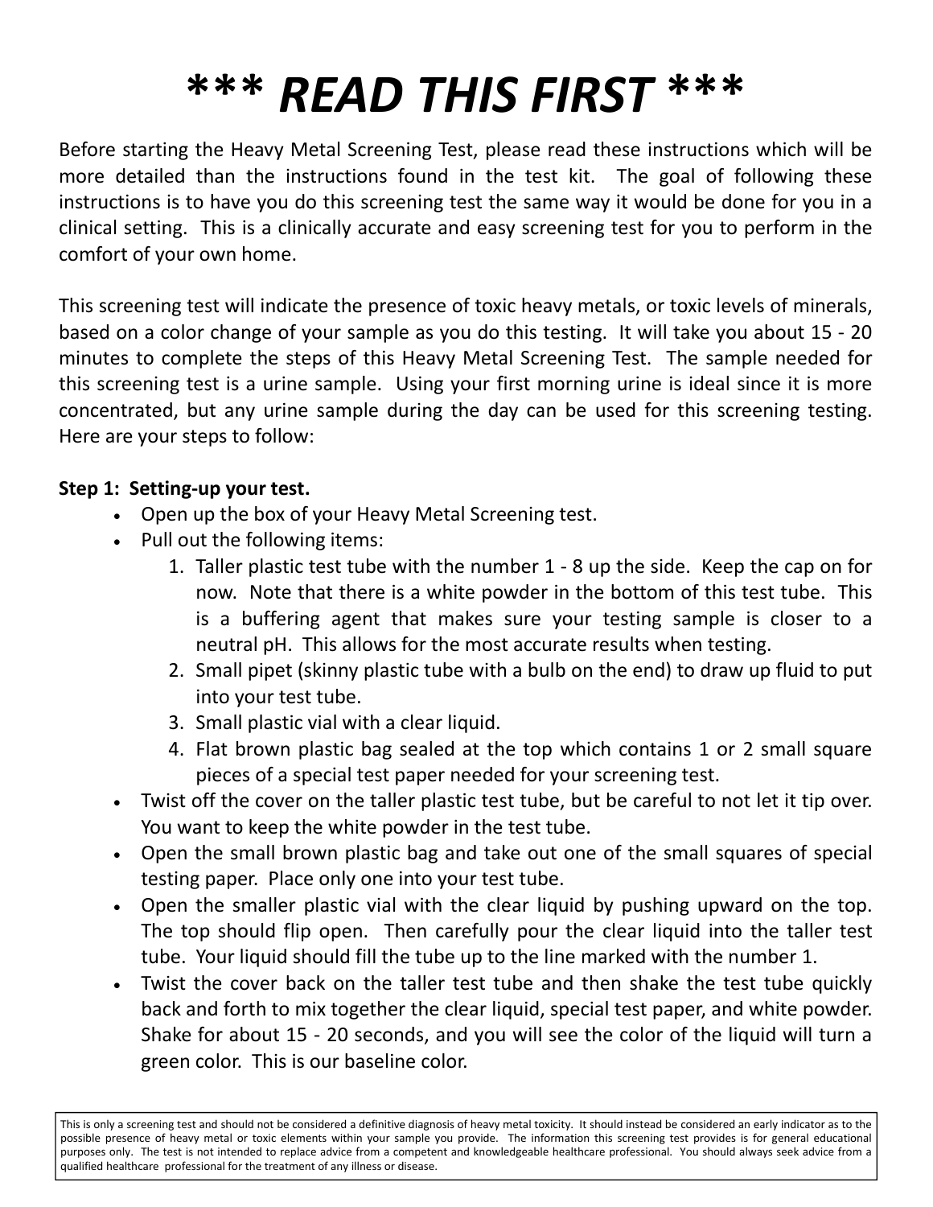# *** READ THIS FIRST ***

Before starting the Heavy Metal Screening Test, please read these instructions which will be more detailed than the instructions found in the test kit. The goal of following these instructions is to have you do this screening test the same way it would be done for you in a clinical setting. This is a clinically accurate and easy screening test for you to perform in the comfort of your own home.

This screening test will indicate the presence of toxic heavy metals, or toxic levels of minerals, based on a color change of your sample as you do this testing. It will take you about 15 - 20 minutes to complete the steps of this Heavy Metal Screening Test. The sample needed for this screening test is a urine sample. Using your first morning urine is ideal since it is more concentrated, but any urine sample during the day can be used for this screening testing. Here are your steps to follow:

**Step 1: Setting-up your test.**

- Open up the box of your Heavy Metal Screening test.
- Pull out the following items:
  1. Taller plastic test tube with the number 1 - 8 up the side. Keep the cap on for now. Note that there is a white powder in the bottom of this test tube. This is a buffering agent that makes sure your testing sample is closer to a neutral pH. This allows for the most accurate results when testing.
  2. Small pipet (skinny plastic tube with a bulb on the end) to draw up fluid to put into your test tube.
  3. Small plastic vial with a clear liquid.
  4. Flat brown plastic bag sealed at the top which contains 1 or 2 small square pieces of a special test paper needed for your screening test.
- Twist off the cover on the taller plastic test tube, but be careful to not let it tip over. You want to keep the white powder in the test tube.
- Open the small brown plastic bag and take out one of the small squares of special testing paper. Place only one into your test tube.
- Open the smaller plastic vial with the clear liquid by pushing upward on the top. The top should flip open. Then carefully pour the clear liquid into the taller test tube. Your liquid should fill the tube up to the line marked with the number 1.
- Twist the cover back on the taller test tube and then shake the test tube quickly back and forth to mix together the clear liquid, special test paper, and white powder. Shake for about 15 - 20 seconds, and you will see the color of the liquid will turn a green color. This is our baseline color.

This is only a screening test and should not be considered a definitive diagnosis of heavy metal toxicity. It should instead be considered an early indicator as to the possible presence of heavy metal or toxic elements within your sample you provide. The information this screening test provides is for general educational purposes only. The test is not intended to replace advice from a competent and knowledgeable healthcare professional. You should always seek advice from a qualified healthcare professional for the treatment of any illness or disease.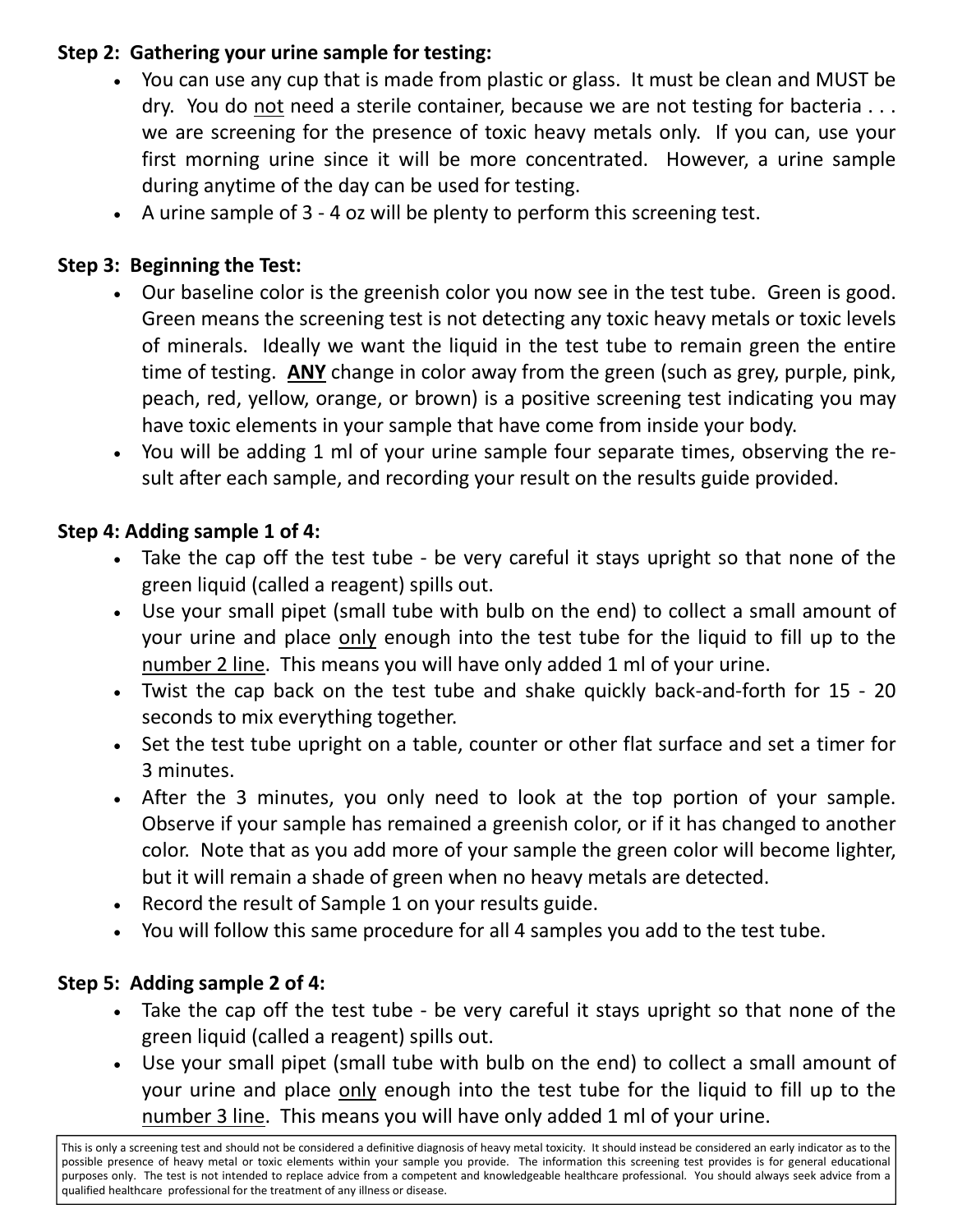**Step 2: Gathering your urine sample for testing:**

- You can use any cup that is made from plastic or glass. It must be clean and MUST be dry. You do not need a sterile container, because we are not testing for bacteria . . . we are screening for the presence of toxic heavy metals only. If you can, use your first morning urine since it will be more concentrated. However, a urine sample during anytime of the day can be used for testing.
- A urine sample of 3 - 4 oz will be plenty to perform this screening test.

**Step 3: Beginning the Test:**

- Our baseline color is the greenish color you now see in the test tube. Green is good. Green means the screening test is not detecting any toxic heavy metals or toxic levels of minerals. Ideally we want the liquid in the test tube to remain green the entire time of testing. **ANY** change in color away from the green (such as grey, purple, pink, peach, red, yellow, orange, or brown) is a positive screening test indicating you may have toxic elements in your sample that have come from inside your body.
- You will be adding 1 ml of your urine sample four separate times, observing the result after each sample, and recording your result on the results guide provided.

**Step 4: Adding sample 1 of 4:**

- Take the cap off the test tube - be very careful it stays upright so that none of the green liquid (called a reagent) spills out.
- Use your small pipet (small tube with bulb on the end) to collect a small amount of your urine and place only enough into the test tube for the liquid to fill up to the number 2 line. This means you will have only added 1 ml of your urine.
- Twist the cap back on the test tube and shake quickly back-and-forth for 15 - 20 seconds to mix everything together.
- Set the test tube upright on a table, counter or other flat surface and set a timer for 3 minutes.
- After the 3 minutes, you only need to look at the top portion of your sample. Observe if your sample has remained a greenish color, or if it has changed to another color. Note that as you add more of your sample the green color will become lighter, but it will remain a shade of green when no heavy metals are detected.
- Record the result of Sample 1 on your results guide.
- You will follow this same procedure for all 4 samples you add to the test tube.

**Step 5: Adding sample 2 of 4:**

- Take the cap off the test tube - be very careful it stays upright so that none of the green liquid (called a reagent) spills out.
- Use your small pipet (small tube with bulb on the end) to collect a small amount of your urine and place only enough into the test tube for the liquid to fill up to the number 3 line. This means you will have only added 1 ml of your urine.

This is only a screening test and should not be considered a definitive diagnosis of heavy metal toxicity. It should instead be considered an early indicator as to the possible presence of heavy metal or toxic elements within your sample you provide. The information this screening test provides is for general educational purposes only. The test is not intended to replace advice from a competent and knowledgeable healthcare professional. You should always seek advice from a qualified healthcare professional for the treatment of any illness or disease.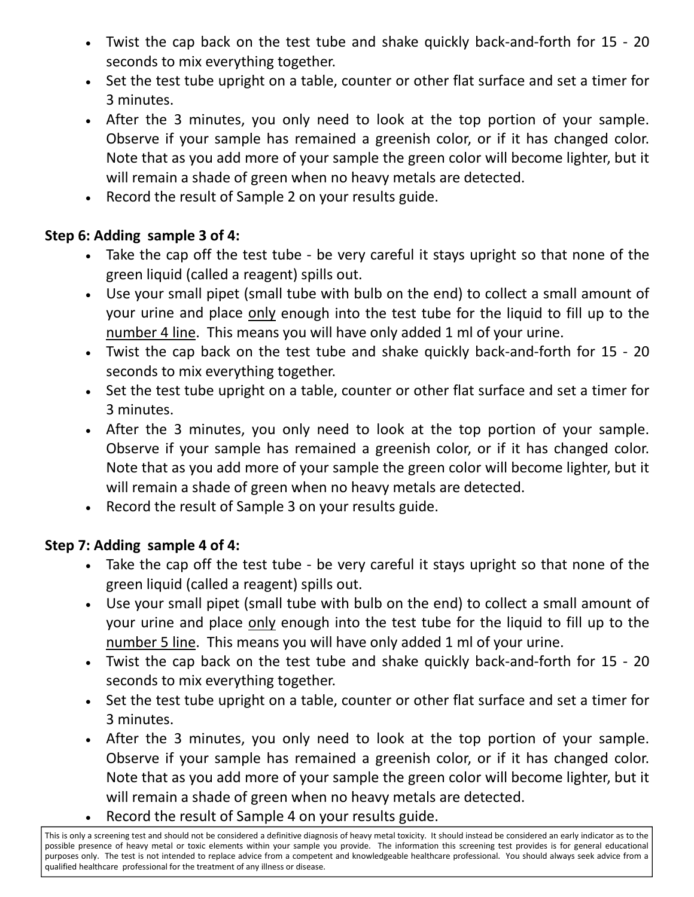- Twist the cap back on the test tube and shake quickly back-and-forth for 15 - 20 seconds to mix everything together.
- Set the test tube upright on a table, counter or other flat surface and set a timer for 3 minutes.
- After the 3 minutes, you only need to look at the top portion of your sample. Observe if your sample has remained a greenish color, or if it has changed color. Note that as you add more of your sample the green color will become lighter, but it will remain a shade of green when no heavy metals are detected.
- Record the result of Sample 2 on your results guide.

**Step 6: Adding sample 3 of 4:**

- Take the cap off the test tube - be very careful it stays upright so that none of the green liquid (called a reagent) spills out.
- Use your small pipet (small tube with bulb on the end) to collect a small amount of your urine and place only enough into the test tube for the liquid to fill up to the number 4 line. This means you will have only added 1 ml of your urine.
- Twist the cap back on the test tube and shake quickly back-and-forth for 15 - 20 seconds to mix everything together.
- Set the test tube upright on a table, counter or other flat surface and set a timer for 3 minutes.
- After the 3 minutes, you only need to look at the top portion of your sample. Observe if your sample has remained a greenish color, or if it has changed color. Note that as you add more of your sample the green color will become lighter, but it will remain a shade of green when no heavy metals are detected.
- Record the result of Sample 3 on your results guide.

**Step 7: Adding sample 4 of 4:**

- Take the cap off the test tube - be very careful it stays upright so that none of the green liquid (called a reagent) spills out.
- Use your small pipet (small tube with bulb on the end) to collect a small amount of your urine and place only enough into the test tube for the liquid to fill up to the number 5 line. This means you will have only added 1 ml of your urine.
- Twist the cap back on the test tube and shake quickly back-and-forth for 15 - 20 seconds to mix everything together.
- Set the test tube upright on a table, counter or other flat surface and set a timer for 3 minutes.
- After the 3 minutes, you only need to look at the top portion of your sample. Observe if your sample has remained a greenish color, or if it has changed color. Note that as you add more of your sample the green color will become lighter, but it will remain a shade of green when no heavy metals are detected.
- Record the result of Sample 4 on your results guide.

This is only a screening test and should not be considered a definitive diagnosis of heavy metal toxicity. It should instead be considered an early indicator as to the possible presence of heavy metal or toxic elements within your sample you provide. The information this screening test provides is for general educational purposes only. The test is not intended to replace advice from a competent and knowledgeable healthcare professional. You should always seek advice from a qualified healthcare professional for the treatment of any illness or disease.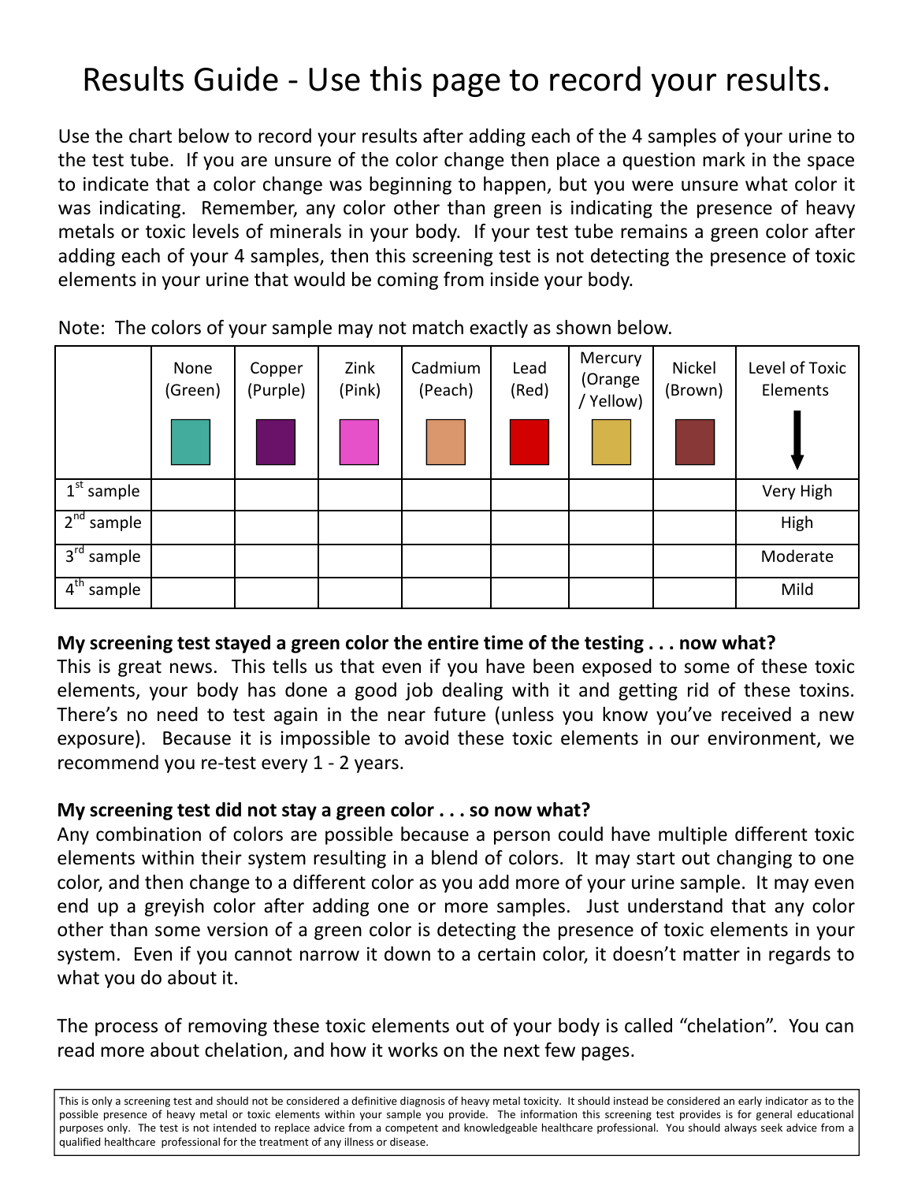# Results Guide - Use this page to record your results.

Use the chart below to record your results after adding each of the 4 samples of your urine to the test tube. If you are unsure of the color change then place a question mark in the space to indicate that a color change was beginning to happen, but you were unsure what color it was indicating. Remember, any color other than green is indicating the presence of heavy metals or toxic levels of minerals in your body. If your test tube remains a green color after adding each of your 4 samples, then this screening test is not detecting the presence of toxic elements in your urine that would be coming from inside your body.

Note: The colors of your sample may not match exactly as shown below.

| | None (Green) | Copper (Purple) | Zink (Pink) | Cadmium (Peach) | Lead (Red) | Mercury (Orange / Yellow) | Nickel (Brown) | Level of Toxic Elements ↓ |
|---|---|---|---|---|---|---|---|---|
| 1st sample | | | | | | | | Very High |
| 2nd sample | | | | | | | | High |
| 3rd sample | | | | | | | | Moderate |
| 4th sample | | | | | | | | Mild |

**My screening test stayed a green color the entire time of the testing . . . now what?**
This is great news. This tells us that even if you have been exposed to some of these toxic elements, your body has done a good job dealing with it and getting rid of these toxins. There's no need to test again in the near future (unless you know you've received a new exposure). Because it is impossible to avoid these toxic elements in our environment, we recommend you re-test every 1 - 2 years.

**My screening test did not stay a green color . . . so now what?**
Any combination of colors are possible because a person could have multiple different toxic elements within their system resulting in a blend of colors. It may start out changing to one color, and then change to a different color as you add more of your urine sample. It may even end up a greyish color after adding one or more samples. Just understand that any color other than some version of a green color is detecting the presence of toxic elements in your system. Even if you cannot narrow it down to a certain color, it doesn't matter in regards to what you do about it.

The process of removing these toxic elements out of your body is called "chelation". You can read more about chelation, and how it works on the next few pages.

This is only a screening test and should not be considered a definitive diagnosis of heavy metal toxicity. It should instead be considered an early indicator as to the possible presence of heavy metal or toxic elements within your sample you provide. The information this screening test provides is for general educational purposes only. The test is not intended to replace advice from a competent and knowledgeable healthcare professional. You should always seek advice from a qualified healthcare professional for the treatment of any illness or disease.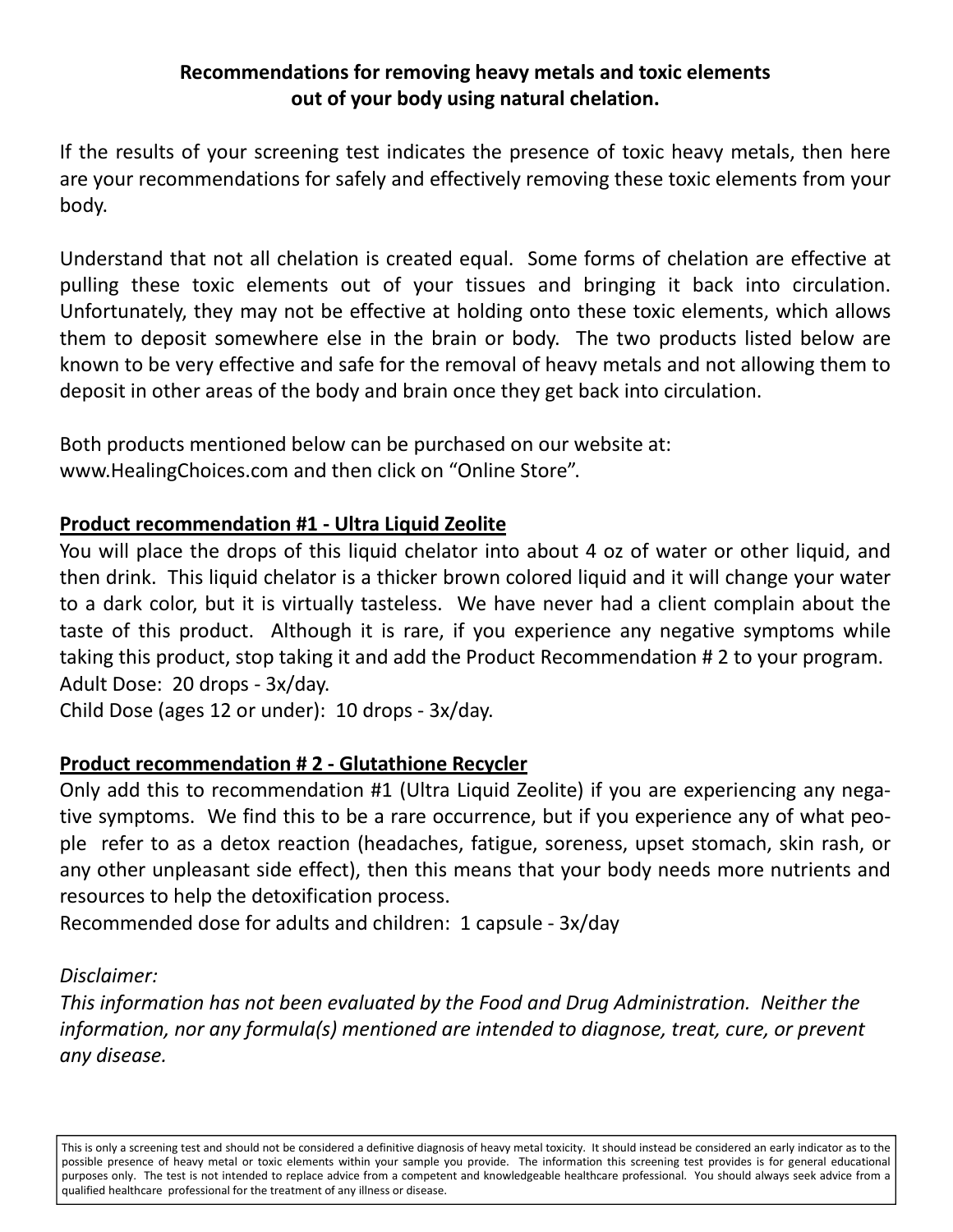**Recommendations for removing heavy metals and toxic elements out of your body using natural chelation.**

If the results of your screening test indicates the presence of toxic heavy metals, then here are your recommendations for safely and effectively removing these toxic elements from your body.

Understand that not all chelation is created equal. Some forms of chelation are effective at pulling these toxic elements out of your tissues and bringing it back into circulation. Unfortunately, they may not be effective at holding onto these toxic elements, which allows them to deposit somewhere else in the brain or body. The two products listed below are known to be very effective and safe for the removal of heavy metals and not allowing them to deposit in other areas of the body and brain once they get back into circulation.

Both products mentioned below can be purchased on our website at: www.HealingChoices.com and then click on "Online Store".

**Product recommendation #1 - Ultra Liquid Zeolite**

You will place the drops of this liquid chelator into about 4 oz of water or other liquid, and then drink. This liquid chelator is a thicker brown colored liquid and it will change your water to a dark color, but it is virtually tasteless. We have never had a client complain about the taste of this product. Although it is rare, if you experience any negative symptoms while taking this product, stop taking it and add the Product Recommendation # 2 to your program.
Adult Dose: 20 drops - 3x/day.
Child Dose (ages 12 or under): 10 drops - 3x/day.

**Product recommendation # 2 - Glutathione Recycler**

Only add this to recommendation #1 (Ultra Liquid Zeolite) if you are experiencing any negative symptoms. We find this to be a rare occurrence, but if you experience any of what people refer to as a detox reaction (headaches, fatigue, soreness, upset stomach, skin rash, or any other unpleasant side effect), then this means that your body needs more nutrients and resources to help the detoxification process.
Recommended dose for adults and children: 1 capsule - 3x/day

*Disclaimer:*
*This information has not been evaluated by the Food and Drug Administration. Neither the information, nor any formula(s) mentioned are intended to diagnose, treat, cure, or prevent any disease.*

This is only a screening test and should not be considered a definitive diagnosis of heavy metal toxicity. It should instead be considered an early indicator as to the possible presence of heavy metal or toxic elements within your sample you provide. The information this screening test provides is for general educational purposes only. The test is not intended to replace advice from a competent and knowledgeable healthcare professional. You should always seek advice from a qualified healthcare professional for the treatment of any illness or disease.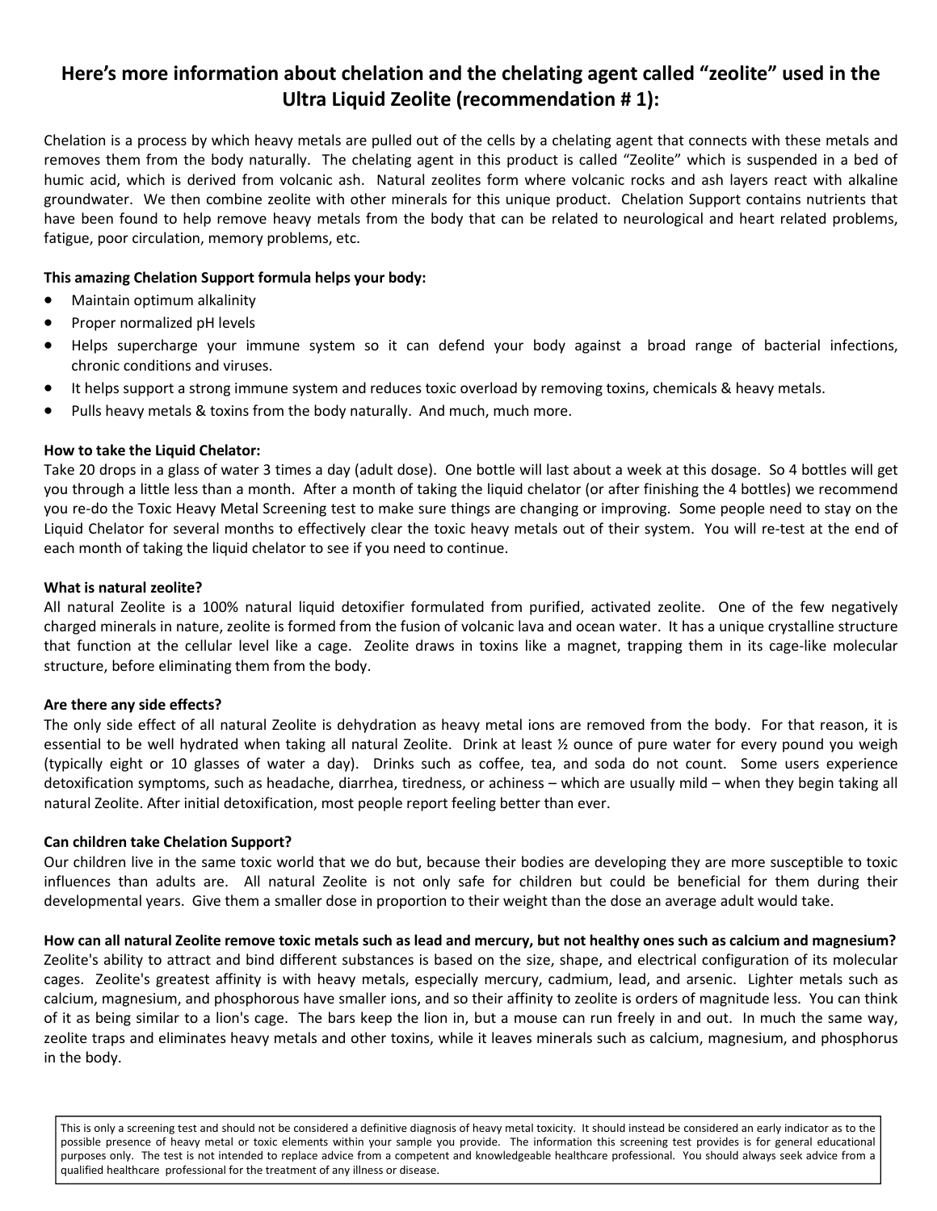## Here's more information about chelation and the chelating agent called "zeolite" used in the Ultra Liquid Zeolite (recommendation # 1):

Chelation is a process by which heavy metals are pulled out of the cells by a chelating agent that connects with these metals and removes them from the body naturally. The chelating agent in this product is called "Zeolite" which is suspended in a bed of humic acid, which is derived from volcanic ash. Natural zeolites form where volcanic rocks and ash layers react with alkaline groundwater. We then combine zeolite with other minerals for this unique product. Chelation Support contains nutrients that have been found to help remove heavy metals from the body that can be related to neurological and heart related problems, fatigue, poor circulation, memory problems, etc.

**This amazing Chelation Support formula helps your body:**

- Maintain optimum alkalinity
- Proper normalized pH levels
- Helps supercharge your immune system so it can defend your body against a broad range of bacterial infections, chronic conditions and viruses.
- It helps support a strong immune system and reduces toxic overload by removing toxins, chemicals & heavy metals.
- Pulls heavy metals & toxins from the body naturally. And much, much more.

**How to take the Liquid Chelator:**

Take 20 drops in a glass of water 3 times a day (adult dose). One bottle will last about a week at this dosage. So 4 bottles will get you through a little less than a month. After a month of taking the liquid chelator (or after finishing the 4 bottles) we recommend you re-do the Toxic Heavy Metal Screening test to make sure things are changing or improving. Some people need to stay on the Liquid Chelator for several months to effectively clear the toxic heavy metals out of their system. You will re-test at the end of each month of taking the liquid chelator to see if you need to continue.

**What is natural zeolite?**

All natural Zeolite is a 100% natural liquid detoxifier formulated from purified, activated zeolite. One of the few negatively charged minerals in nature, zeolite is formed from the fusion of volcanic lava and ocean water. It has a unique crystalline structure that function at the cellular level like a cage. Zeolite draws in toxins like a magnet, trapping them in its cage-like molecular structure, before eliminating them from the body.

**Are there any side effects?**

The only side effect of all natural Zeolite is dehydration as heavy metal ions are removed from the body. For that reason, it is essential to be well hydrated when taking all natural Zeolite. Drink at least ½ ounce of pure water for every pound you weigh (typically eight or 10 glasses of water a day). Drinks such as coffee, tea, and soda do not count. Some users experience detoxification symptoms, such as headache, diarrhea, tiredness, or achiness – which are usually mild – when they begin taking all natural Zeolite. After initial detoxification, most people report feeling better than ever.

**Can children take Chelation Support?**

Our children live in the same toxic world that we do but, because their bodies are developing they are more susceptible to toxic influences than adults are. All natural Zeolite is not only safe for children but could be beneficial for them during their developmental years. Give them a smaller dose in proportion to their weight than the dose an average adult would take.

**How can all natural Zeolite remove toxic metals such as lead and mercury, but not healthy ones such as calcium and magnesium?**

Zeolite's ability to attract and bind different substances is based on the size, shape, and electrical configuration of its molecular cages. Zeolite's greatest affinity is with heavy metals, especially mercury, cadmium, lead, and arsenic. Lighter metals such as calcium, magnesium, and phosphorous have smaller ions, and so their affinity to zeolite is orders of magnitude less. You can think of it as being similar to a lion's cage. The bars keep the lion in, but a mouse can run freely in and out. In much the same way, zeolite traps and eliminates heavy metals and other toxins, while it leaves minerals such as calcium, magnesium, and phosphorus in the body.

This is only a screening test and should not be considered a definitive diagnosis of heavy metal toxicity. It should instead be considered an early indicator as to the possible presence of heavy metal or toxic elements within your sample you provide. The information this screening test provides is for general educational purposes only. The test is not intended to replace advice from a competent and knowledgeable healthcare professional. You should always seek advice from a qualified healthcare professional for the treatment of any illness or disease.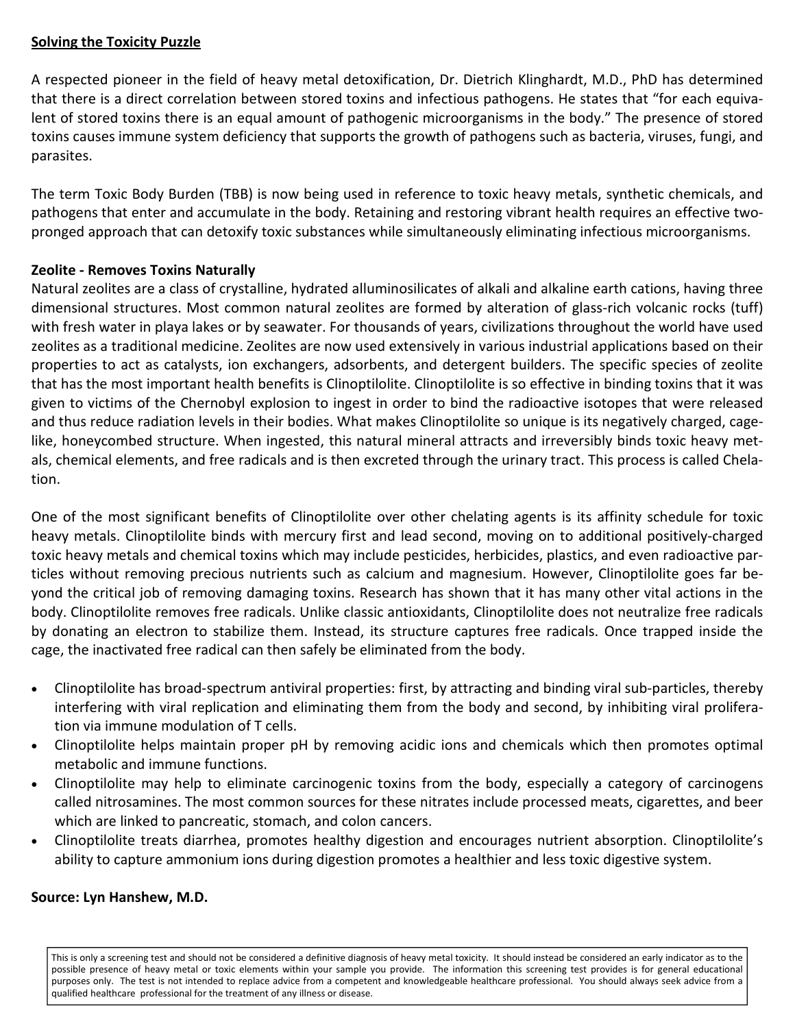**Solving the Toxicity Puzzle**

A respected pioneer in the field of heavy metal detoxification, Dr. Dietrich Klinghardt, M.D., PhD has determined that there is a direct correlation between stored toxins and infectious pathogens. He states that "for each equivalent of stored toxins there is an equal amount of pathogenic microorganisms in the body." The presence of stored toxins causes immune system deficiency that supports the growth of pathogens such as bacteria, viruses, fungi, and parasites.

The term Toxic Body Burden (TBB) is now being used in reference to toxic heavy metals, synthetic chemicals, and pathogens that enter and accumulate in the body. Retaining and restoring vibrant health requires an effective two-pronged approach that can detoxify toxic substances while simultaneously eliminating infectious microorganisms.

**Zeolite - Removes Toxins Naturally**

Natural zeolites are a class of crystalline, hydrated alluminosilicates of alkali and alkaline earth cations, having three dimensional structures. Most common natural zeolites are formed by alteration of glass-rich volcanic rocks (tuff) with fresh water in playa lakes or by seawater. For thousands of years, civilizations throughout the world have used zeolites as a traditional medicine. Zeolites are now used extensively in various industrial applications based on their properties to act as catalysts, ion exchangers, adsorbents, and detergent builders. The specific species of zeolite that has the most important health benefits is Clinoptilolite. Clinoptilolite is so effective in binding toxins that it was given to victims of the Chernobyl explosion to ingest in order to bind the radioactive isotopes that were released and thus reduce radiation levels in their bodies. What makes Clinoptilolite so unique is its negatively charged, cage-like, honeycombed structure. When ingested, this natural mineral attracts and irreversibly binds toxic heavy metals, chemical elements, and free radicals and is then excreted through the urinary tract. This process is called Chelation.

One of the most significant benefits of Clinoptilolite over other chelating agents is its affinity schedule for toxic heavy metals. Clinoptilolite binds with mercury first and lead second, moving on to additional positively-charged toxic heavy metals and chemical toxins which may include pesticides, herbicides, plastics, and even radioactive particles without removing precious nutrients such as calcium and magnesium. However, Clinoptilolite goes far beyond the critical job of removing damaging toxins. Research has shown that it has many other vital actions in the body. Clinoptilolite removes free radicals. Unlike classic antioxidants, Clinoptilolite does not neutralize free radicals by donating an electron to stabilize them. Instead, its structure captures free radicals. Once trapped inside the cage, the inactivated free radical can then safely be eliminated from the body.

- Clinoptilolite has broad-spectrum antiviral properties: first, by attracting and binding viral sub-particles, thereby interfering with viral replication and eliminating them from the body and second, by inhibiting viral proliferation via immune modulation of T cells.
- Clinoptilolite helps maintain proper pH by removing acidic ions and chemicals which then promotes optimal metabolic and immune functions.
- Clinoptilolite may help to eliminate carcinogenic toxins from the body, especially a category of carcinogens called nitrosamines. The most common sources for these nitrates include processed meats, cigarettes, and beer which are linked to pancreatic, stomach, and colon cancers.
- Clinoptilolite treats diarrhea, promotes healthy digestion and encourages nutrient absorption. Clinoptilolite's ability to capture ammonium ions during digestion promotes a healthier and less toxic digestive system.

**Source: Lyn Hanshew, M.D.**

This is only a screening test and should not be considered a definitive diagnosis of heavy metal toxicity. It should instead be considered an early indicator as to the possible presence of heavy metal or toxic elements within your sample you provide. The information this screening test provides is for general educational purposes only. The test is not intended to replace advice from a competent and knowledgeable healthcare professional. You should always seek advice from a qualified healthcare professional for the treatment of any illness or disease.